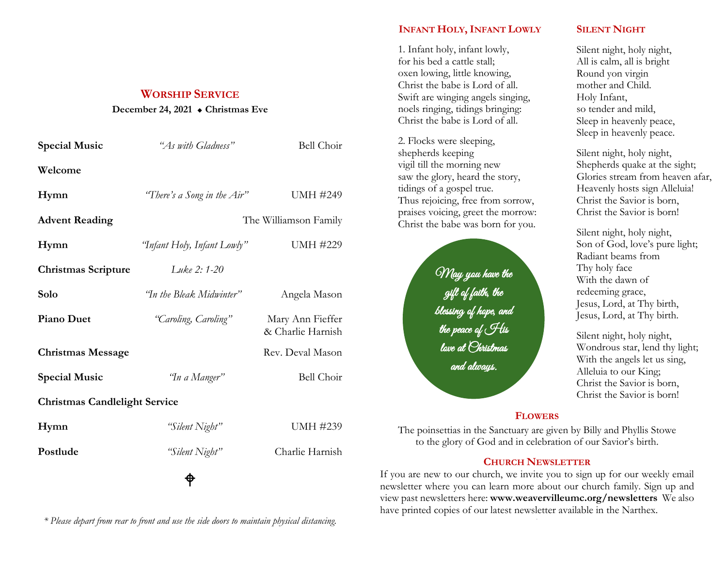## WORSHIP SERVICE

**December 24, 2021 ◆ Christmas Eve**

| | | |
|---|---|---|
| **Special Music** | *"As with Gladness"* | Bell Choir |
| **Welcome** | | |
| **Hymn** | *"There's a Song in the Air"* | UMH #249 |
| **Advent Reading** | | The Williamson Family |
| **Hymn** | *"Infant Holy, Infant Lowly"* | UMH #229 |
| **Christmas Scripture** | *Luke 2: 1-20* | |
| **Solo** | *"In the Bleak Midwinter"* | Angela Mason |
| **Piano Duet** | *"Caroling, Caroling"* | Mary Ann Fieffer & Charlie Harnish |
| **Christmas Message** | | Rev. Deval Mason |
| **Special Music** | *"In a Manger"* | Bell Choir |
| **Christmas Candlelight Service** | | |
| **Hymn** | *"Silent Night"* | UMH #239 |
| **Postlude** | *"Silent Night"* | Charlie Harnish |

*\* Please depart from rear to front and use the side doors to maintain physical distancing.*

## INFANT HOLY, INFANT LOWLY

1. Infant holy, infant lowly,
for his bed a cattle stall;
oxen lowing, little knowing,
Christ the babe is Lord of all.
Swift are winging angels singing,
noels ringing, tidings bringing:
Christ the babe is Lord of all.

2. Flocks were sleeping,
shepherds keeping
vigil till the morning new
saw the glory, heard the story,
tidings of a gospel true.
Thus rejoicing, free from sorrow,
praises voicing, greet the morrow:
Christ the babe was born for you.

*May you have the gift of faith, the blessing of hope, and the peace of His love at Christmas and always.*

## SILENT NIGHT

Silent night, holy night,
All is calm, all is bright
Round yon virgin
mother and Child.
Holy Infant,
so tender and mild,
Sleep in heavenly peace,
Sleep in heavenly peace.

Silent night, holy night,
Shepherds quake at the sight;
Glories stream from heaven afar,
Heavenly hosts sign Alleluia!
Christ the Savior is born,
Christ the Savior is born!

Silent night, holy night,
Son of God, love's pure light;
Radiant beams from
Thy holy face
With the dawn of
redeeming grace,
Jesus, Lord, at Thy birth,
Jesus, Lord, at Thy birth.

Silent night, holy night,
Wondrous star, lend thy light;
With the angels let us sing,
Alleluia to our King;
Christ the Savior is born,
Christ the Savior is born!

## FLOWERS

The poinsettias in the Sanctuary are given by Billy and Phyllis Stowe to the glory of God and in celebration of our Savior's birth.

## CHURCH NEWSLETTER

If you are new to our church, we invite you to sign up for our weekly email newsletter where you can learn more about our church family. Sign up and view past newsletters here: **www.weavervilleumc.org/newsletters** We also have printed copies of our latest newsletter available in the Narthex.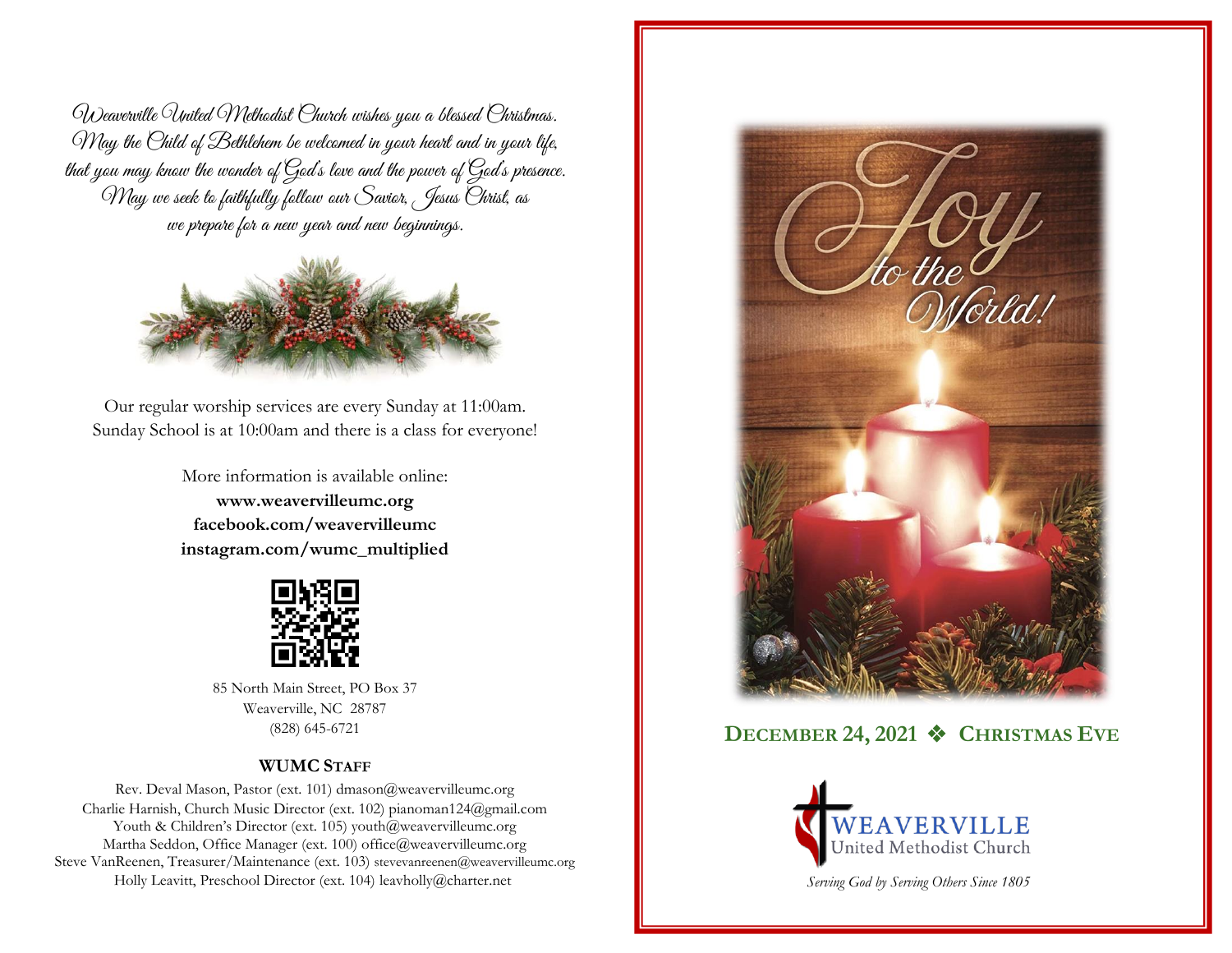*Weaverville United Methodist Church wishes you a blessed Christmas. May the Child of Bethlehem be welcomed in your heart and in your life, that you may know the wonder of God's love and the power of God's presence. May we seek to faithfully follow our Savior, Jesus Christ, as we prepare for a new year and new beginnings.*

Our regular worship services are every Sunday at 11:00am.
Sunday School is at 10:00am and there is a class for everyone!

More information is available online:
**www.weavervilleumc.org**
**facebook.com/weavervilleumc**
**instagram.com/wumc_multiplied**

85 North Main Street, PO Box 37
Weaverville, NC 28787
(828) 645-6721

**WUMC STAFF**

Rev. Deval Mason, Pastor (ext. 101) dmason@weavervilleumc.org
Charlie Harnish, Church Music Director (ext. 102) pianoman124@gmail.com
Youth & Children's Director (ext. 105) youth@weavervilleumc.org
Martha Seddon, Office Manager (ext. 100) office@weavervilleumc.org
Steve VanReenen, Treasurer/Maintenance (ext. 103) stevevanreenen@weavervilleumc.org
Holly Leavitt, Preschool Director (ext. 104) leavholly@charter.net

Joy to the World!

**DECEMBER 24, 2021 ❖ CHRISTMAS EVE**

WEAVERVILLE
United Methodist Church

*Serving God by Serving Others Since 1805*